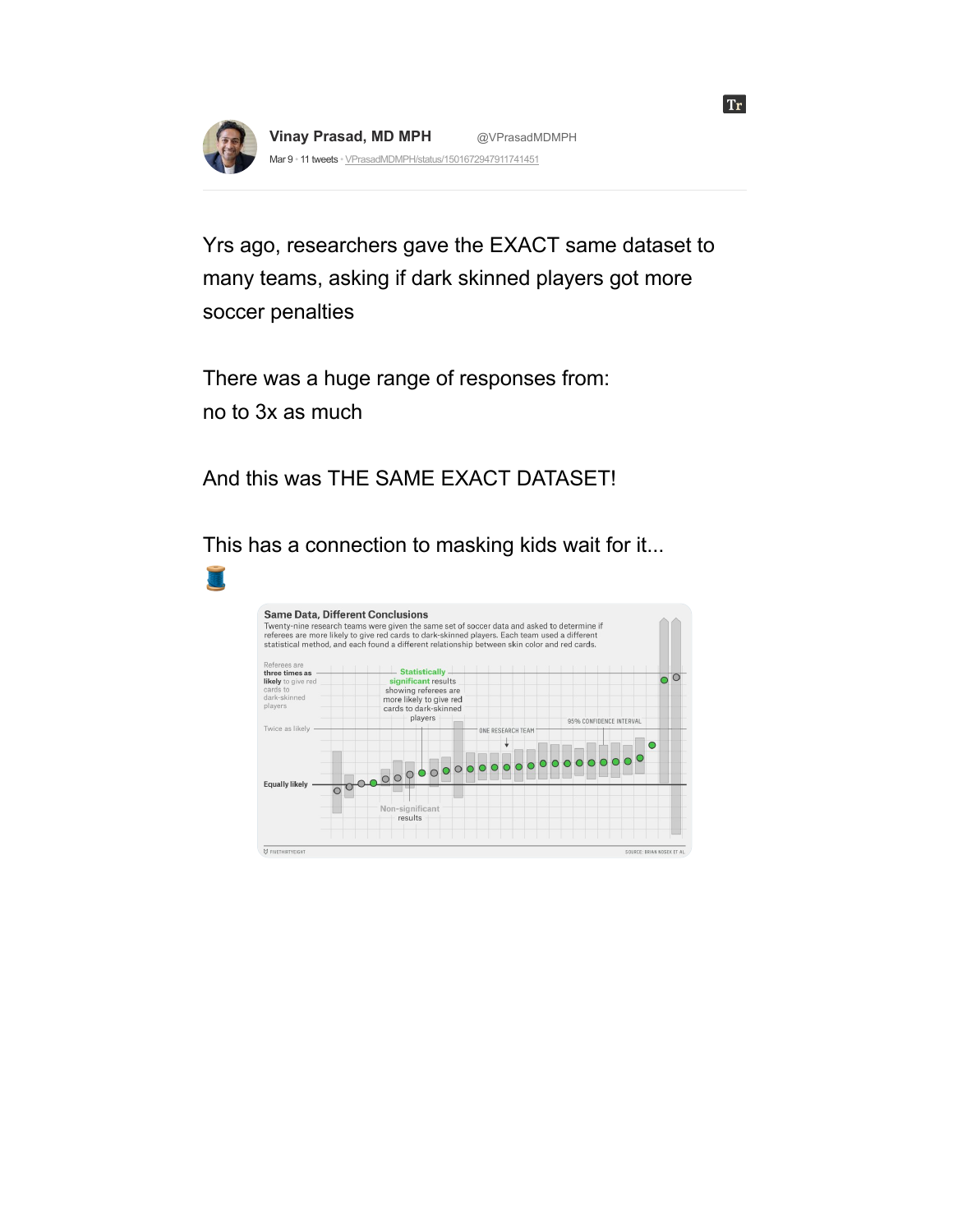**Vinay Prasad, MD MPH** @VPrasadMDMPH

Mar 9 • 11 tweets • VPrasadMDMPH/status/1501672947911741451

Yrs ago, researchers gave the EXACT same dataset to many teams, asking if dark skinned players got more soccer penalties

There was a huge range of responses from: no to 3x as much

And this was THE SAME EXACT DATASET!

This has a connection to masking kids wait for it... 🧵

**Same Data, Different Conclusions**

Twenty-nine research teams were given the same set of soccer data and asked to determine if referees are more likely to give red cards to dark-skinned players. Each team used a different statistical method, and each found a different relationship between skin color and red cards.

Referees are **three times as likely** to give red cards to dark-skinned players

Twice as likely

**Equally likely**

**Statistically significant** results showing referees are more likely to give red cards to dark-skinned players

Non-significant results

ONE RESEARCH TEAM

95% CONFIDENCE INTERVAL

FIVETHIRTYEIGHT

SOURCE: BRIAN NOSEK ET AL.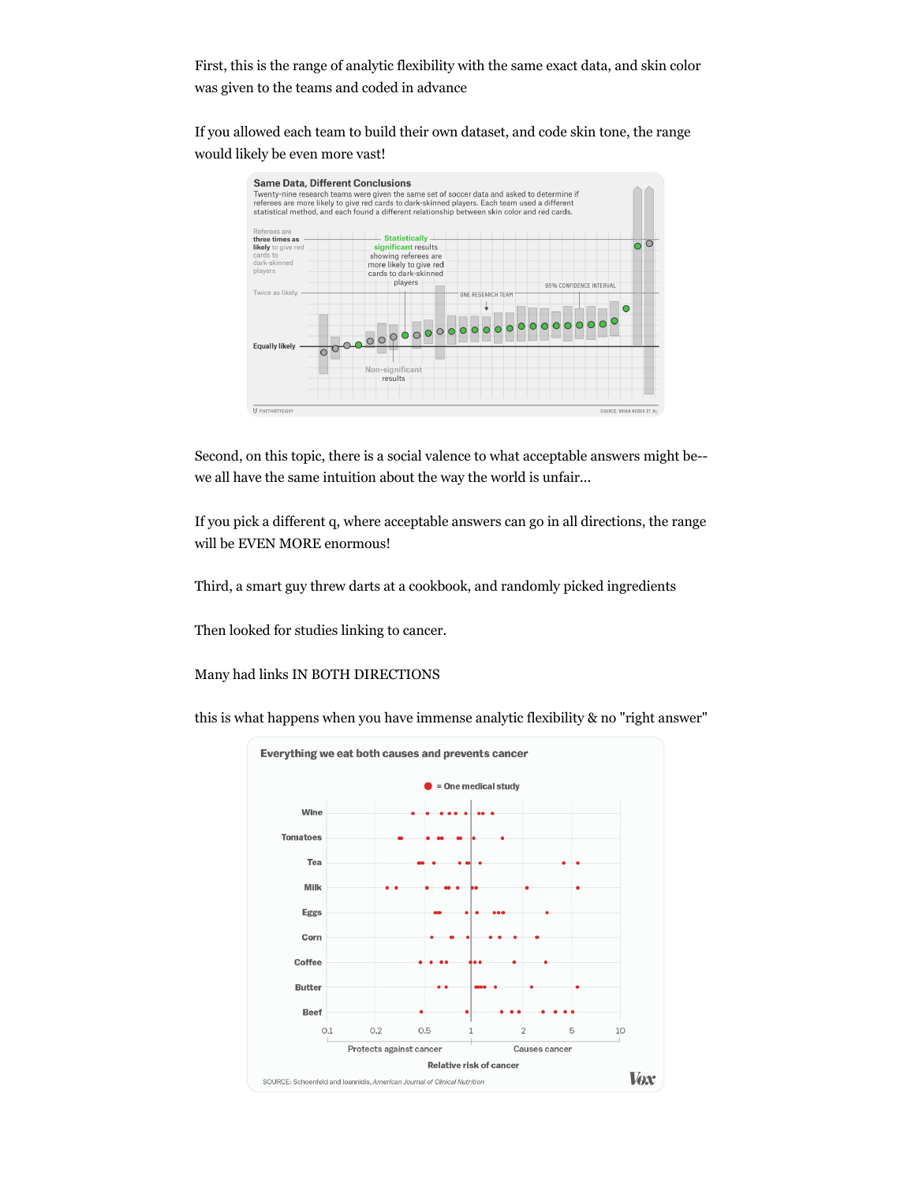First, this is the range of analytic flexibility with the same exact data, and skin color was given to the teams and coded in advance

If you allowed each team to build their own dataset, and code skin tone, the range would likely be even more vast!

Second, on this topic, there is a social valence to what acceptable answers might be--we all have the same intuition about the way the world is unfair...

If you pick a different q, where acceptable answers can go in all directions, the range will be EVEN MORE enormous!

Third, a smart guy threw darts at a cookbook, and randomly picked ingredients

Then looked for studies linking to cancer.

Many had links IN BOTH DIRECTIONS

this is what happens when you have immense analytic flexibility & no "right answer"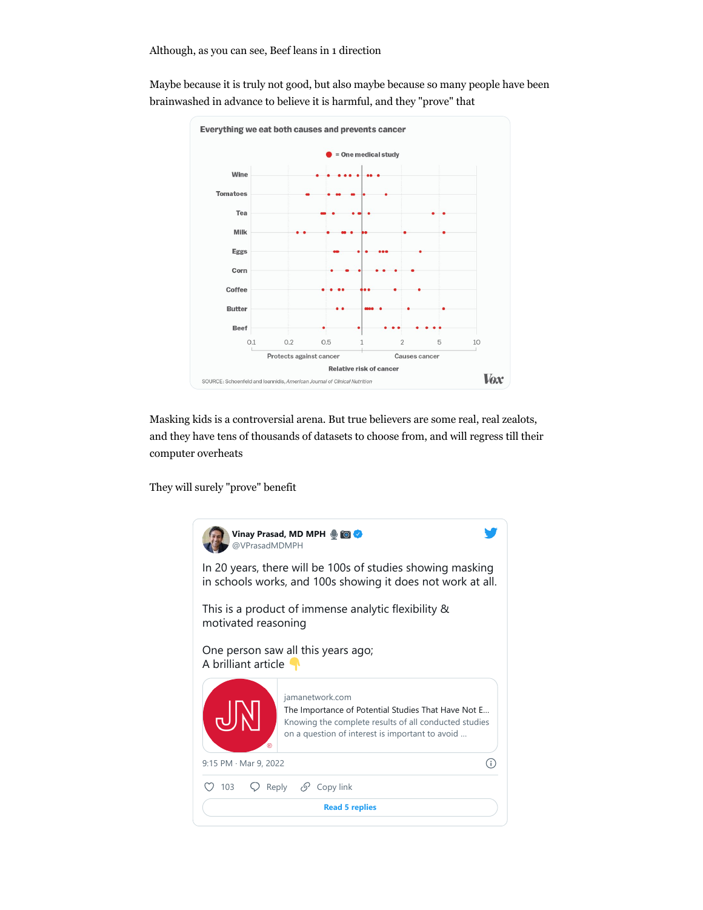Although, as you can see, Beef leans in 1 direction

Maybe because it is truly not good, but also maybe because so many people have been brainwashed in advance to believe it is harmful, and they "prove" that

**Everything we eat both causes and prevents cancer**

● = One medical study

Wine, Tomatoes, Tea, Milk, Eggs, Corn, Coffee, Butter, Beef

0.1 0.2 0.5 1 2 5 10

Protects against cancer — Causes cancer

Relative risk of cancer

SOURCE: Schoenfeld and Ioannidis, *American Journal of Clinical Nutrition*

Vox

Masking kids is a controversial arena. But true believers are some real, real zealots, and they have tens of thousands of datasets to choose from, and will regress till their computer overheats

They will surely "prove" benefit

**Vinay Prasad, MD MPH** 🎙📷
@VPrasadMDMPH

In 20 years, there will be 100s of studies showing masking in schools works, and 100s showing it does not work at all.

This is a product of immense analytic flexibility & motivated reasoning

One person saw all this years ago;
A brilliant article 👇

jamanetwork.com
The Importance of Potential Studies That Have Not E...
Knowing the complete results of all conducted studies on a question of interest is important to avoid ...

9:15 PM · Mar 9, 2022

♡ 103 Reply Copy link

Read 5 replies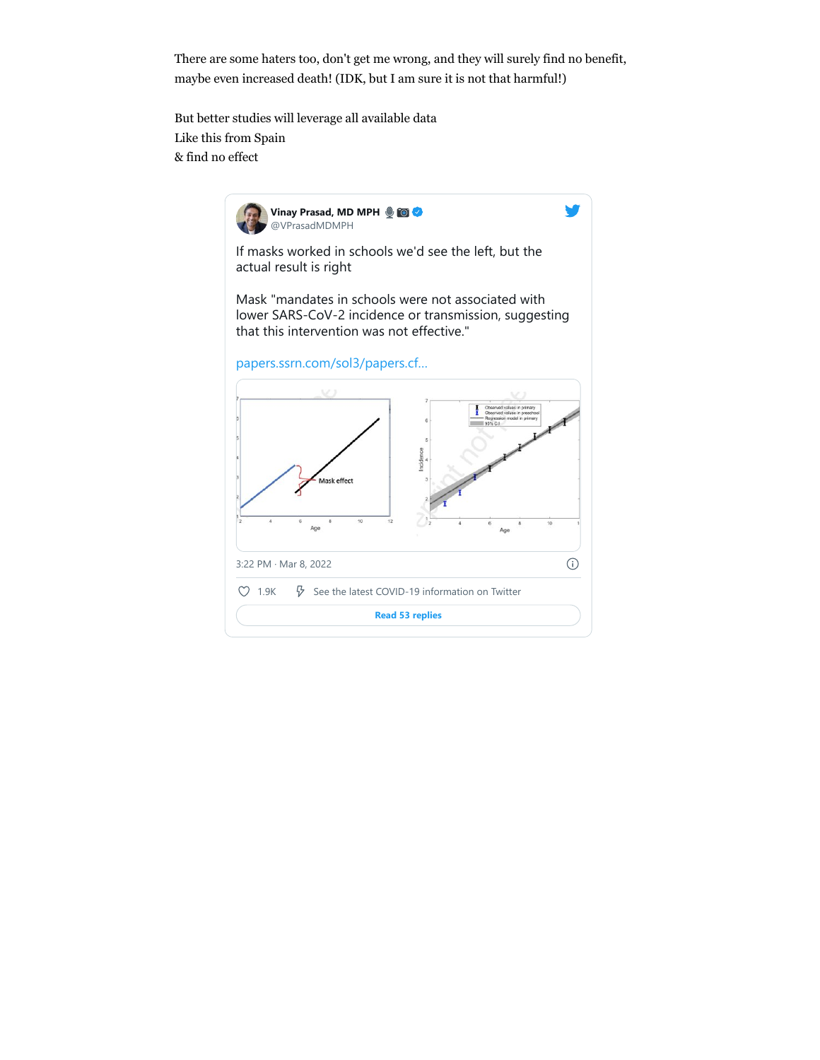There are some haters too, don't get me wrong, and they will surely find no benefit, maybe even increased death! (IDK, but I am sure it is not that harmful!)

But better studies will leverage all available data
Like this from Spain
& find no effect

**Vinay Prasad, MD MPH** @VPrasadMDMPH

If masks worked in schools we'd see the left, but the actual result is right

Mask "mandates in schools were not associated with lower SARS-CoV-2 incidence or transmission, suggesting that this intervention was not effective."

papers.ssrn.com/sol3/papers.cf...

3:22 PM · Mar 8, 2022

1.9K   See the latest COVID-19 information on Twitter

Read 53 replies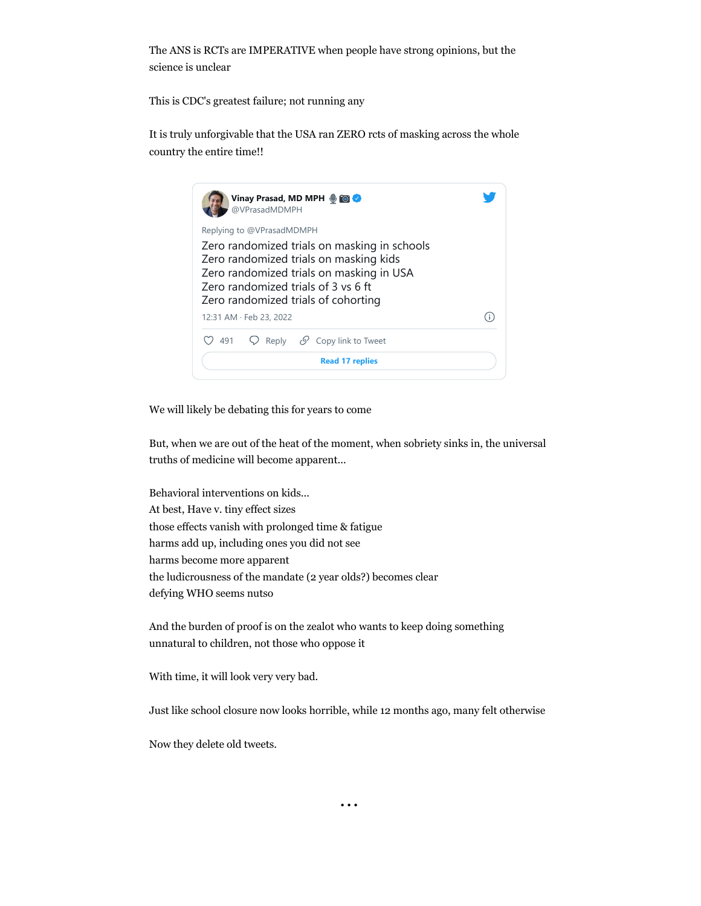The ANS is RCTs are IMPERATIVE when people have strong opinions, but the science is unclear

This is CDC's greatest failure; not running any

It is truly unforgivable that the USA ran ZERO rcts of masking across the whole country the entire time!!

> **Vinay Prasad, MD MPH** @VPrasadMDMPH
>
> Replying to @VPrasadMDMPH
>
> Zero randomized trials on masking in schools
> Zero randomized trials on masking kids
> Zero randomized trials on masking in USA
> Zero randomized trials of 3 vs 6 ft
> Zero randomized trials of cohorting
>
> 12:31 AM · Feb 23, 2022
>
> 491 Reply Copy link to Tweet
>
> Read 17 replies

We will likely be debating this for years to come

But, when we are out of the heat of the moment, when sobriety sinks in, the universal truths of medicine will become apparent...

Behavioral interventions on kids...
At best, Have v. tiny effect sizes
those effects vanish with prolonged time & fatigue
harms add up, including ones you did not see
harms become more apparent
the ludicrousness of the mandate (2 year olds?) becomes clear
defying WHO seems nutso

And the burden of proof is on the zealot who wants to keep doing something unnatural to children, not those who oppose it

With time, it will look very very bad.

Just like school closure now looks horrible, while 12 months ago, many felt otherwise

Now they delete old tweets.

• • •